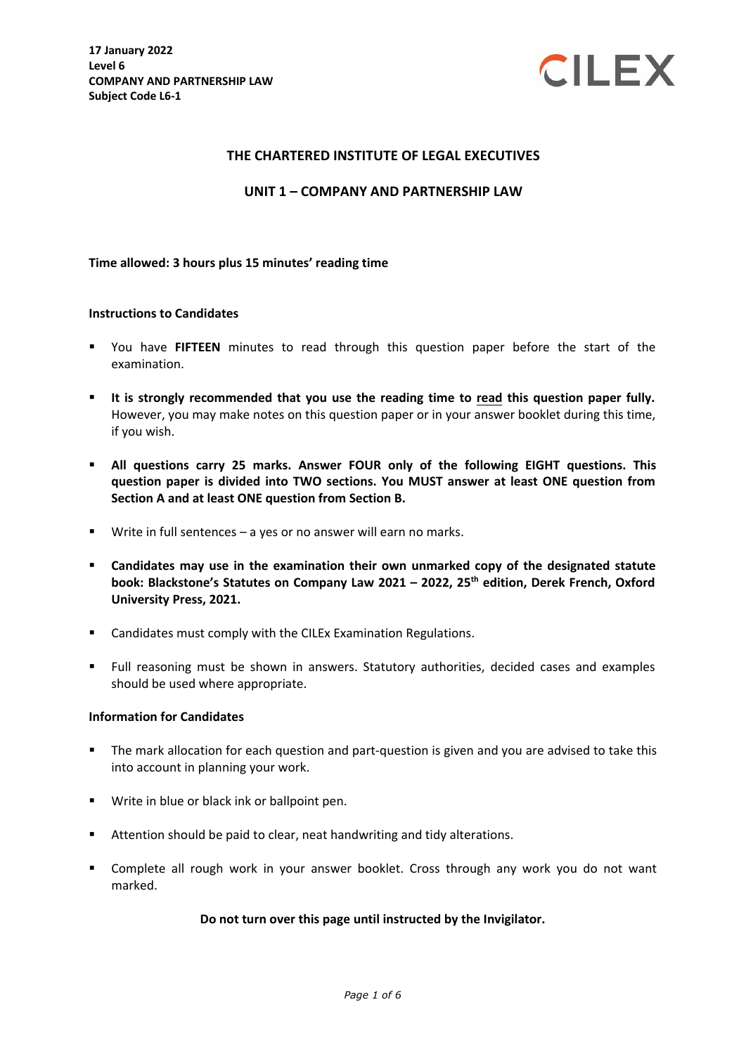**17 January 2022**
**Level 6**
**COMPANY AND PARTNERSHIP LAW**
**Subject Code L6-1**

CILEX

## THE CHARTERED INSTITUTE OF LEGAL EXECUTIVES

## UNIT 1 – COMPANY AND PARTNERSHIP LAW

**Time allowed: 3 hours plus 15 minutes' reading time**

### Instructions to Candidates

- You have **FIFTEEN** minutes to read through this question paper before the start of the examination.
- **It is strongly recommended that you use the reading time to read this question paper fully.** However, you may make notes on this question paper or in your answer booklet during this time, if you wish.
- **All questions carry 25 marks. Answer FOUR only of the following EIGHT questions. This question paper is divided into TWO sections. You MUST answer at least ONE question from Section A and at least ONE question from Section B.**
- Write in full sentences – a yes or no answer will earn no marks.
- **Candidates may use in the examination their own unmarked copy of the designated statute book: Blackstone's Statutes on Company Law 2021 – 2022, 25th edition, Derek French, Oxford University Press, 2021.**
- Candidates must comply with the CILEx Examination Regulations.
- Full reasoning must be shown in answers. Statutory authorities, decided cases and examples should be used where appropriate.

### Information for Candidates

- The mark allocation for each question and part-question is given and you are advised to take this into account in planning your work.
- Write in blue or black ink or ballpoint pen.
- Attention should be paid to clear, neat handwriting and tidy alterations.
- Complete all rough work in your answer booklet. Cross through any work you do not want marked.

**Do not turn over this page until instructed by the Invigilator.**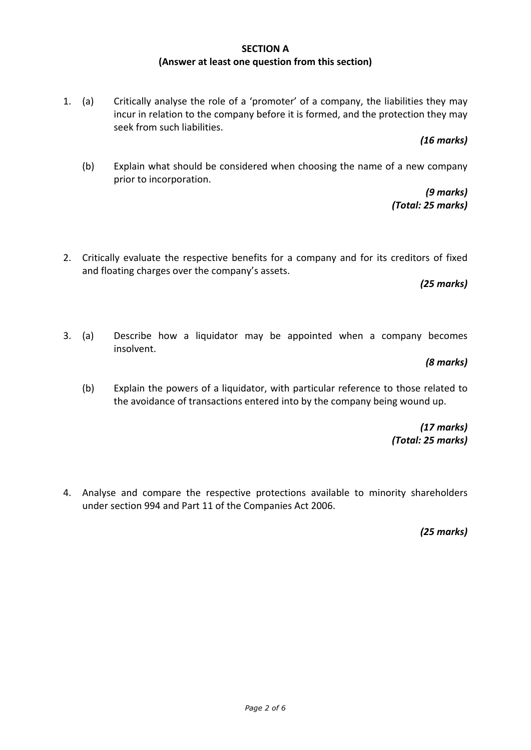**SECTION A**
**(Answer at least one question from this section)**

1. (a) Critically analyse the role of a 'promoter' of a company, the liabilities they may incur in relation to the company before it is formed, and the protection they may seek from such liabilities.

   ***(16 marks)***

   (b) Explain what should be considered when choosing the name of a new company prior to incorporation.

   ***(9 marks)***
   ***(Total: 25 marks)***

2. Critically evaluate the respective benefits for a company and for its creditors of fixed and floating charges over the company's assets.

   ***(25 marks)***

3. (a) Describe how a liquidator may be appointed when a company becomes insolvent.

   ***(8 marks)***

   (b) Explain the powers of a liquidator, with particular reference to those related to the avoidance of transactions entered into by the company being wound up.

   ***(17 marks)***
   ***(Total: 25 marks)***

4. Analyse and compare the respective protections available to minority shareholders under section 994 and Part 11 of the Companies Act 2006.

   ***(25 marks)***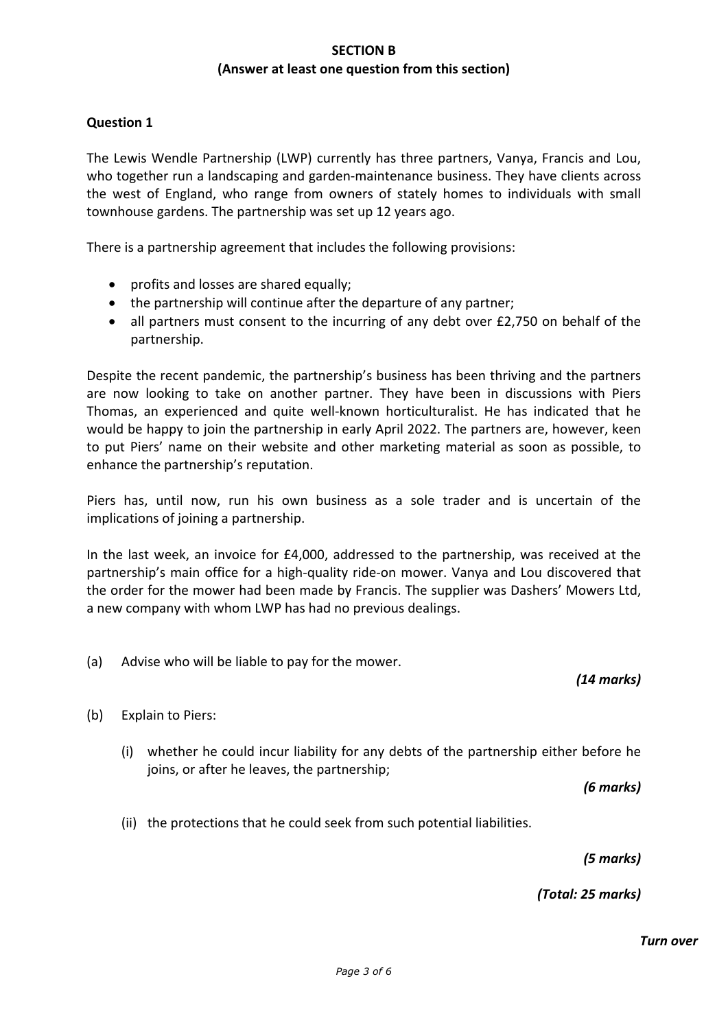## SECTION B
**(Answer at least one question from this section)**

### Question 1

The Lewis Wendle Partnership (LWP) currently has three partners, Vanya, Francis and Lou, who together run a landscaping and garden-maintenance business. They have clients across the west of England, who range from owners of stately homes to individuals with small townhouse gardens. The partnership was set up 12 years ago.

There is a partnership agreement that includes the following provisions:

- profits and losses are shared equally;
- the partnership will continue after the departure of any partner;
- all partners must consent to the incurring of any debt over £2,750 on behalf of the partnership.

Despite the recent pandemic, the partnership's business has been thriving and the partners are now looking to take on another partner. They have been in discussions with Piers Thomas, an experienced and quite well-known horticulturalist. He has indicated that he would be happy to join the partnership in early April 2022. The partners are, however, keen to put Piers' name on their website and other marketing material as soon as possible, to enhance the partnership's reputation.

Piers has, until now, run his own business as a sole trader and is uncertain of the implications of joining a partnership.

In the last week, an invoice for £4,000, addressed to the partnership, was received at the partnership's main office for a high-quality ride-on mower. Vanya and Lou discovered that the order for the mower had been made by Francis. The supplier was Dashers' Mowers Ltd, a new company with whom LWP has had no previous dealings.

(a) Advise who will be liable to pay for the mower.

*(14 marks)*

(b) Explain to Piers:

(i) whether he could incur liability for any debts of the partnership either before he joins, or after he leaves, the partnership;

*(6 marks)*

(ii) the protections that he could seek from such potential liabilities.

*(5 marks)*

*(Total: 25 marks)*

***Turn over***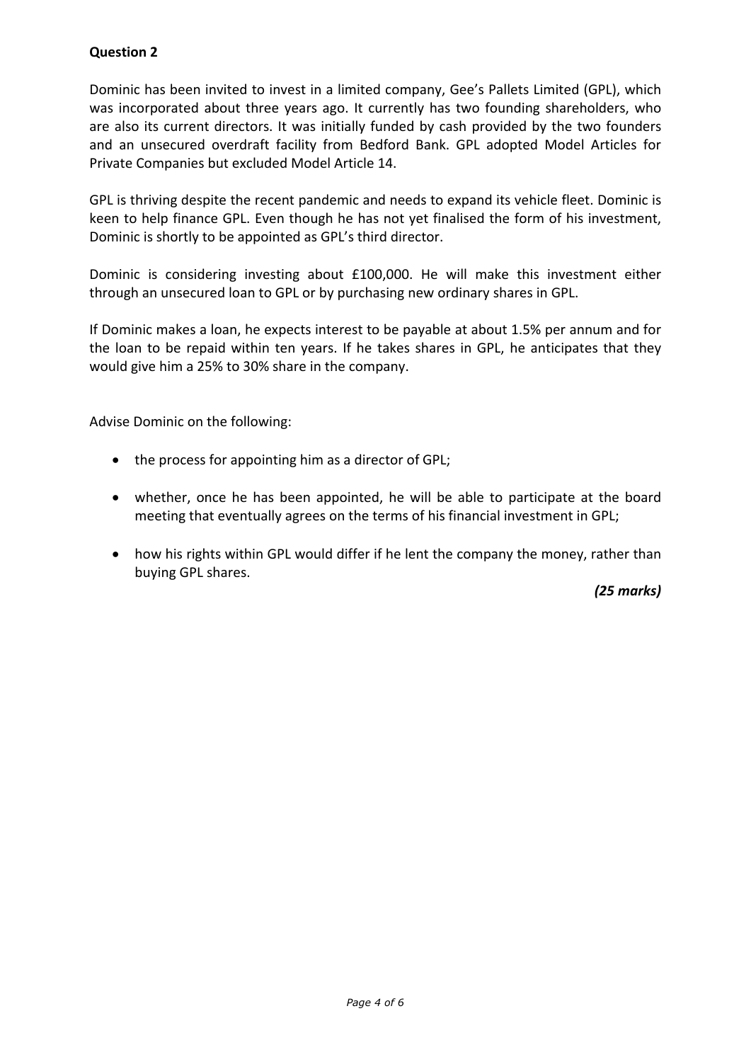**Question 2**

Dominic has been invited to invest in a limited company, Gee's Pallets Limited (GPL), which was incorporated about three years ago. It currently has two founding shareholders, who are also its current directors. It was initially funded by cash provided by the two founders and an unsecured overdraft facility from Bedford Bank. GPL adopted Model Articles for Private Companies but excluded Model Article 14.

GPL is thriving despite the recent pandemic and needs to expand its vehicle fleet. Dominic is keen to help finance GPL. Even though he has not yet finalised the form of his investment, Dominic is shortly to be appointed as GPL's third director.

Dominic is considering investing about £100,000. He will make this investment either through an unsecured loan to GPL or by purchasing new ordinary shares in GPL.

If Dominic makes a loan, he expects interest to be payable at about 1.5% per annum and for the loan to be repaid within ten years. If he takes shares in GPL, he anticipates that they would give him a 25% to 30% share in the company.

Advise Dominic on the following:

- the process for appointing him as a director of GPL;
- whether, once he has been appointed, he will be able to participate at the board meeting that eventually agrees on the terms of his financial investment in GPL;
- how his rights within GPL would differ if he lent the company the money, rather than buying GPL shares.

*(25 marks)*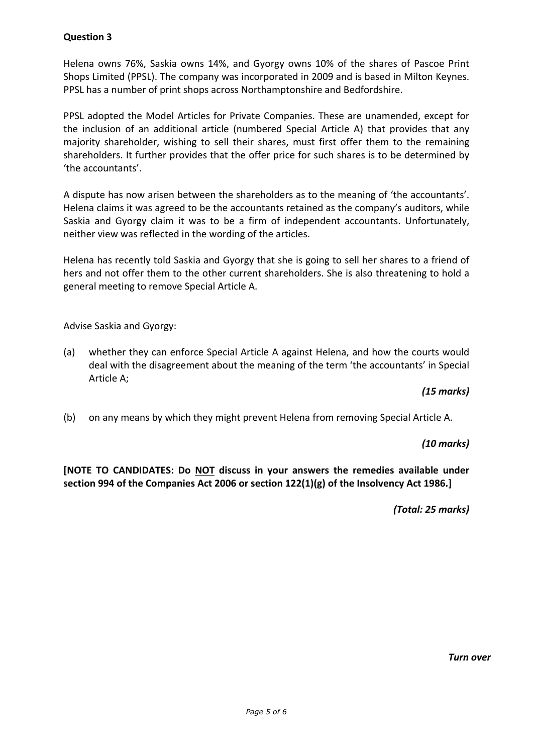## Question 3

Helena owns 76%, Saskia owns 14%, and Gyorgy owns 10% of the shares of Pascoe Print Shops Limited (PPSL). The company was incorporated in 2009 and is based in Milton Keynes. PPSL has a number of print shops across Northamptonshire and Bedfordshire.

PPSL adopted the Model Articles for Private Companies. These are unamended, except for the inclusion of an additional article (numbered Special Article A) that provides that any majority shareholder, wishing to sell their shares, must first offer them to the remaining shareholders. It further provides that the offer price for such shares is to be determined by 'the accountants'.

A dispute has now arisen between the shareholders as to the meaning of 'the accountants'. Helena claims it was agreed to be the accountants retained as the company's auditors, while Saskia and Gyorgy claim it was to be a firm of independent accountants. Unfortunately, neither view was reflected in the wording of the articles.

Helena has recently told Saskia and Gyorgy that she is going to sell her shares to a friend of hers and not offer them to the other current shareholders. She is also threatening to hold a general meeting to remove Special Article A.

Advise Saskia and Gyorgy:

(a) whether they can enforce Special Article A against Helena, and how the courts would deal with the disagreement about the meaning of the term 'the accountants' in Special Article A;

*(15 marks)*

(b) on any means by which they might prevent Helena from removing Special Article A.

*(10 marks)*

**[NOTE TO CANDIDATES: Do NOT discuss in your answers the remedies available under section 994 of the Companies Act 2006 or section 122(1)(g) of the Insolvency Act 1986.]**

*(Total: 25 marks)*

***Turn over***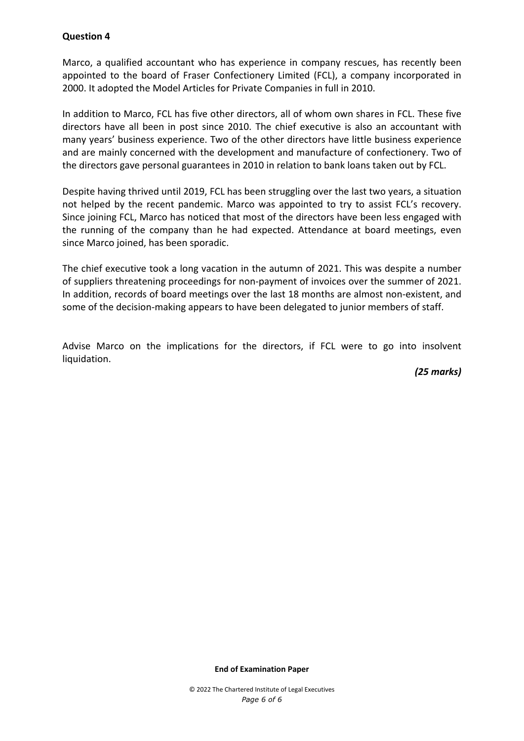**Question 4**

Marco, a qualified accountant who has experience in company rescues, has recently been appointed to the board of Fraser Confectionery Limited (FCL), a company incorporated in 2000. It adopted the Model Articles for Private Companies in full in 2010.

In addition to Marco, FCL has five other directors, all of whom own shares in FCL. These five directors have all been in post since 2010. The chief executive is also an accountant with many years' business experience. Two of the other directors have little business experience and are mainly concerned with the development and manufacture of confectionery. Two of the directors gave personal guarantees in 2010 in relation to bank loans taken out by FCL.

Despite having thrived until 2019, FCL has been struggling over the last two years, a situation not helped by the recent pandemic. Marco was appointed to try to assist FCL's recovery. Since joining FCL, Marco has noticed that most of the directors have been less engaged with the running of the company than he had expected. Attendance at board meetings, even since Marco joined, has been sporadic.

The chief executive took a long vacation in the autumn of 2021. This was despite a number of suppliers threatening proceedings for non-payment of invoices over the summer of 2021. In addition, records of board meetings over the last 18 months are almost non-existent, and some of the decision-making appears to have been delegated to junior members of staff.

Advise Marco on the implications for the directors, if FCL were to go into insolvent liquidation.

***(25 marks)***

**End of Examination Paper**

© 2022 The Chartered Institute of Legal Executives